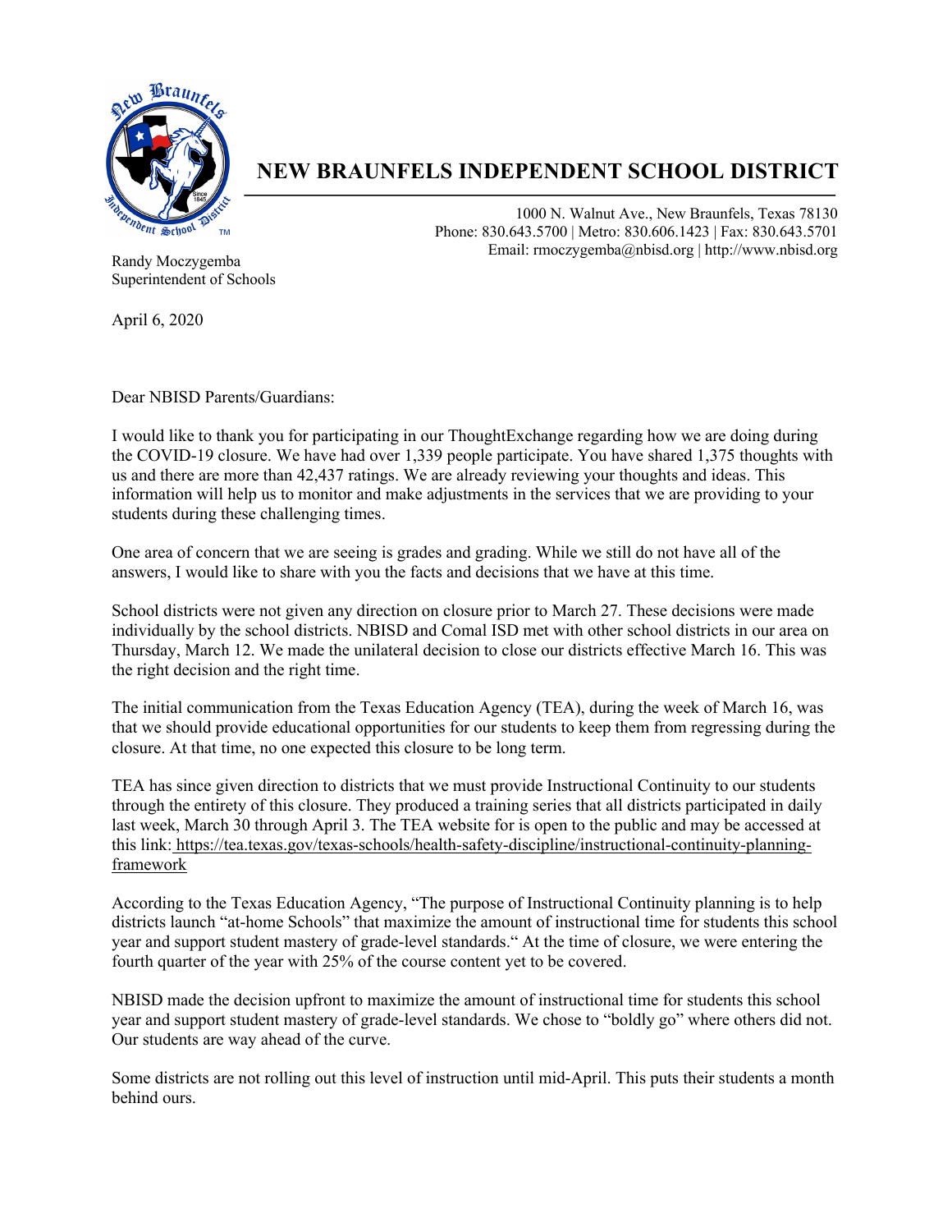# NEW BRAUNFELS INDEPENDENT SCHOOL DISTRICT

1000 N. Walnut Ave., New Braunfels, Texas 78130
Phone: 830.643.5700 | Metro: 830.606.1423 | Fax: 830.643.5701
Email: rmoczygemba@nbisd.org | http://www.nbisd.org

Randy Moczygemba
Superintendent of Schools

April 6, 2020

Dear NBISD Parents/Guardians:

I would like to thank you for participating in our ThoughtExchange regarding how we are doing during the COVID-19 closure. We have had over 1,339 people participate. You have shared 1,375 thoughts with us and there are more than 42,437 ratings. We are already reviewing your thoughts and ideas. This information will help us to monitor and make adjustments in the services that we are providing to your students during these challenging times.

One area of concern that we are seeing is grades and grading. While we still do not have all of the answers, I would like to share with you the facts and decisions that we have at this time.

School districts were not given any direction on closure prior to March 27. These decisions were made individually by the school districts. NBISD and Comal ISD met with other school districts in our area on Thursday, March 12. We made the unilateral decision to close our districts effective March 16. This was the right decision and the right time.

The initial communication from the Texas Education Agency (TEA), during the week of March 16, was that we should provide educational opportunities for our students to keep them from regressing during the closure. At that time, no one expected this closure to be long term.

TEA has since given direction to districts that we must provide Instructional Continuity to our students through the entirety of this closure. They produced a training series that all districts participated in daily last week, March 30 through April 3. The TEA website for is open to the public and may be accessed at this link: https://tea.texas.gov/texas-schools/health-safety-discipline/instructional-continuity-planning-framework

According to the Texas Education Agency, "The purpose of Instructional Continuity planning is to help districts launch "at-home Schools" that maximize the amount of instructional time for students this school year and support student mastery of grade-level standards." At the time of closure, we were entering the fourth quarter of the year with 25% of the course content yet to be covered.

NBISD made the decision upfront to maximize the amount of instructional time for students this school year and support student mastery of grade-level standards. We chose to "boldly go" where others did not. Our students are way ahead of the curve.

Some districts are not rolling out this level of instruction until mid-April. This puts their students a month behind ours.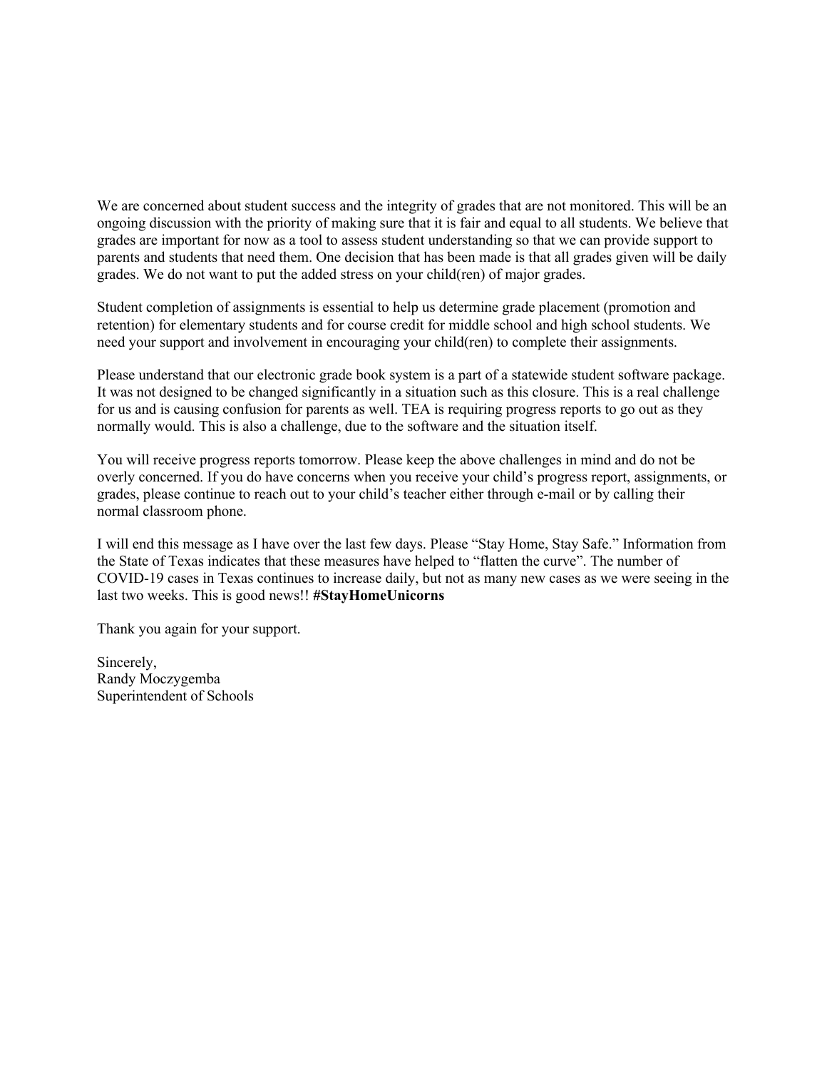We are concerned about student success and the integrity of grades that are not monitored. This will be an ongoing discussion with the priority of making sure that it is fair and equal to all students. We believe that grades are important for now as a tool to assess student understanding so that we can provide support to parents and students that need them. One decision that has been made is that all grades given will be daily grades. We do not want to put the added stress on your child(ren) of major grades.

Student completion of assignments is essential to help us determine grade placement (promotion and retention) for elementary students and for course credit for middle school and high school students. We need your support and involvement in encouraging your child(ren) to complete their assignments.

Please understand that our electronic grade book system is a part of a statewide student software package. It was not designed to be changed significantly in a situation such as this closure. This is a real challenge for us and is causing confusion for parents as well. TEA is requiring progress reports to go out as they normally would. This is also a challenge, due to the software and the situation itself.

You will receive progress reports tomorrow. Please keep the above challenges in mind and do not be overly concerned. If you do have concerns when you receive your child's progress report, assignments, or grades, please continue to reach out to your child's teacher either through e-mail or by calling their normal classroom phone.

I will end this message as I have over the last few days. Please "Stay Home, Stay Safe." Information from the State of Texas indicates that these measures have helped to "flatten the curve". The number of COVID-19 cases in Texas continues to increase daily, but not as many new cases as we were seeing in the last two weeks. This is good news!! **#StayHomeUnicorns**

Thank you again for your support.

Sincerely,
Randy Moczygemba
Superintendent of Schools